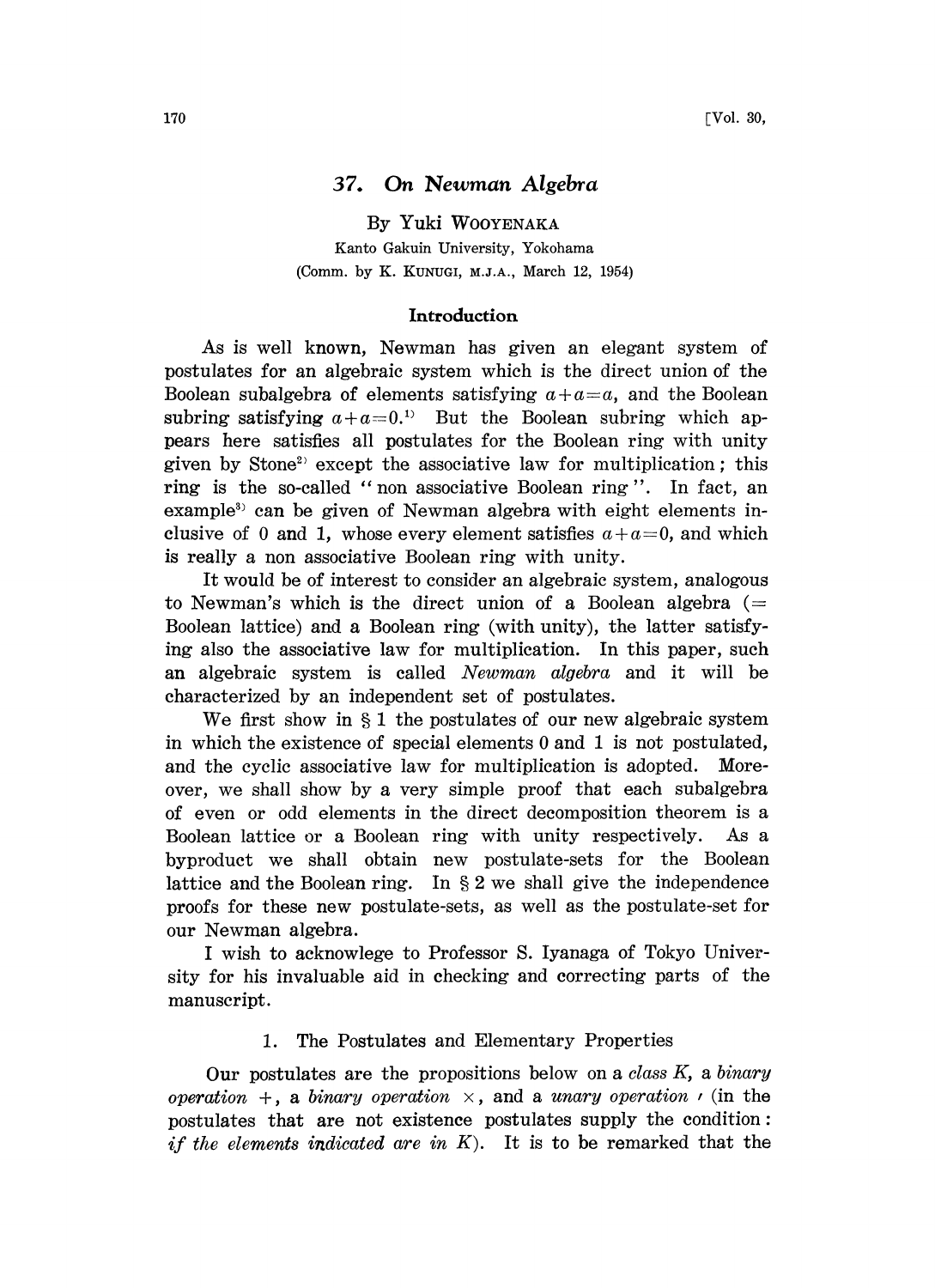# 37. On Newman Algebra

By Yuki WOOYENAKA

Kanto Gakuin University, Yokohama

(Comm. by K. KUNUGI, M.J.A., March 12, 1954)

## Introduction

As is well known, Newman has given an elegant system of postulates for an algebraic system which is the direct union of the Boolean subalgebra of elements satisfying $a+a=a$, and the Boolean subring satisfying $a+a=0$.[1] But the Boolean subring which appears here satisfies all postulates for the Boolean ring with unity given by Stone[2] except the associative law for multiplication; this ring is the so-called " non associative Boolean ring ". In fact, an example[3] can be given of Newman algebra with eight elements inclusive of 0 and 1, whose every element satisfies $a+a=0$, and which is really a non associative Boolean ring with unity.

It would be of interest to consider an algebraic system, analogous to Newman's which is the direct union of a Boolean algebra (= Boolean lattice) and a Boolean ring (with unity), the latter satisfying also the associative law for multiplication. In this paper, such an algebraic system is called *Newman algebra* and it will be characterized by an independent set of postulates.

We first show in § 1 the postulates of our new algebraic system in which the existence of special elements 0 and 1 is not postulated, and the cyclic associative law for multiplication is adopted. Moreover, we shall show by a very simple proof that each subalgebra of even or odd elements in the direct decomposition theorem is a Boolean lattice or a Boolean ring with unity respectively. As a byproduct we shall obtain new postulate-sets for the Boolean lattice and the Boolean ring. In § 2 we shall give the independence proofs for these new postulate-sets, as well as the postulate-set for our Newman algebra.

I wish to acknowlege to Professor S. Iyanaga of Tokyo University for his invaluable aid in checking and correcting parts of the manuscript.

## 1. The Postulates and Elementary Properties

Our postulates are the propositions below on a *class K*, a *binary operation* $+$, a *binary operation* $\times$, and a *unary operation* $'$ (in the postulates that are not existence postulates supply the condition: *if the elements indicated are in K*). It is to be remarked that the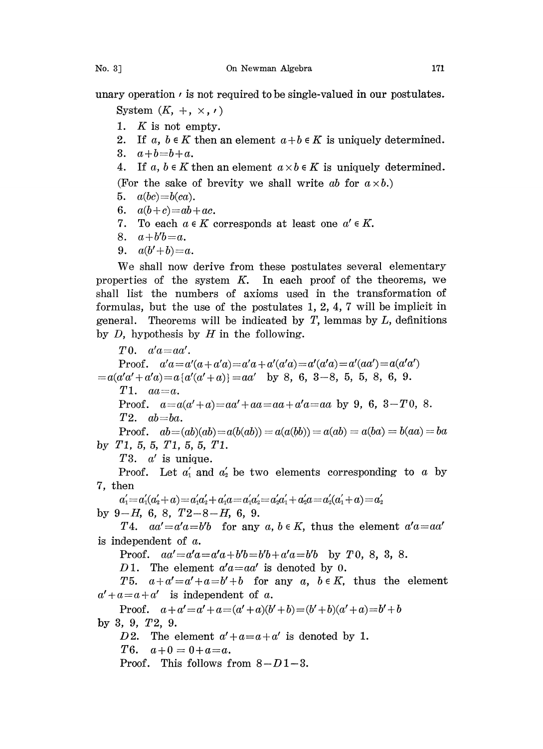unary operation $'$ is not required to be single-valued in our postulates.

System $(K, +, \times, ')$

1. $K$ is not empty.
2. If $a, b \in K$ then an element $a+b \in K$ is uniquely determined.
3. $a+b=b+a$.
4. If $a, b \in K$ then an element $a \times b \in K$ is uniquely determined.

(For the sake of brevity we shall write $ab$ for $a \times b$.)

5. $a(bc)=b(ca)$.
6. $a(b+c)=ab+ac$.
7. To each $a \in K$ corresponds at least one $a' \in K$.
8. $a+b'b=a$.
9. $a(b'+b)=a$.

We shall now derive from these postulates several elementary properties of the system $K$. In each proof of the theorems, we shall list the numbers of axioms used in the transformation of formulas, but the use of the postulates 1, 2, 4, 7 will be implicit in general. Theorems will be indicated by $T$, lemmas by $L$, definitions by $D$, hypothesis by $H$ in the following.

$T0$. $a'a=aa'$.

Proof. $a'a=a'(a+a'a)=a'a+a'(a'a)=a'(a'a)=a'(aa')=a(a'a')$
$=a(a'a'+a'a)=a\{a'(a'+a)\}=aa'$ by 8, 6, 3–8, 5, 5, 8, 6, 9.

$T1$. $aa=a$.

Proof. $a=a(a'+a)=aa'+aa=aa+a'a=aa$ by 9, 6, 3–$T0$, 8.

$T2$. $ab=ba$.

Proof. $ab=(ab)(ab)=a(b(ab))=a(a(bb))=a(ab)=a(ba)=b(aa)=ba$ by $T1$, 5, 5, $T1$, 5, 5, $T1$.

$T3$. $a'$ is unique.

Proof. Let $a_1'$ and $a_2'$ be two elements corresponding to $a$ by 7, then

$a_1'=a_1'(a_2'+a)=a_1'a_2'+a_1'a=a_1'a_2'=a_2'a_1'+a_2'a=a_2'(a_1'+a)=a_2'$

by 9–$H$, 6, 8, $T2$–8–$H$, 6, 9.

$T4$. $aa'=a'a=b'b$ for any $a, b \in K$, thus the element $a'a=aa'$ is independent of $a$.

Proof. $aa'=a'a=a'a+b'b=b'b+a'a=b'b$ by $T0$, 8, 3, 8.

$D1$. The element $a'a=aa'$ is denoted by 0.

$T5$. $a+a'=a'+a=b'+b$ for any $a, b \in K$, thus the element $a'+a=a+a'$ is independent of $a$.

Proof. $a+a'=a'+a=(a'+a)(b'+b)=(b'+b)(a'+a)=b'+b$ by 3, 9, $T2$, 9.

$D2$. The element $a'+a=a+a'$ is denoted by 1.

$T6$. $a+0=0+a=a$.

Proof. This follows from 8–$D1$–3.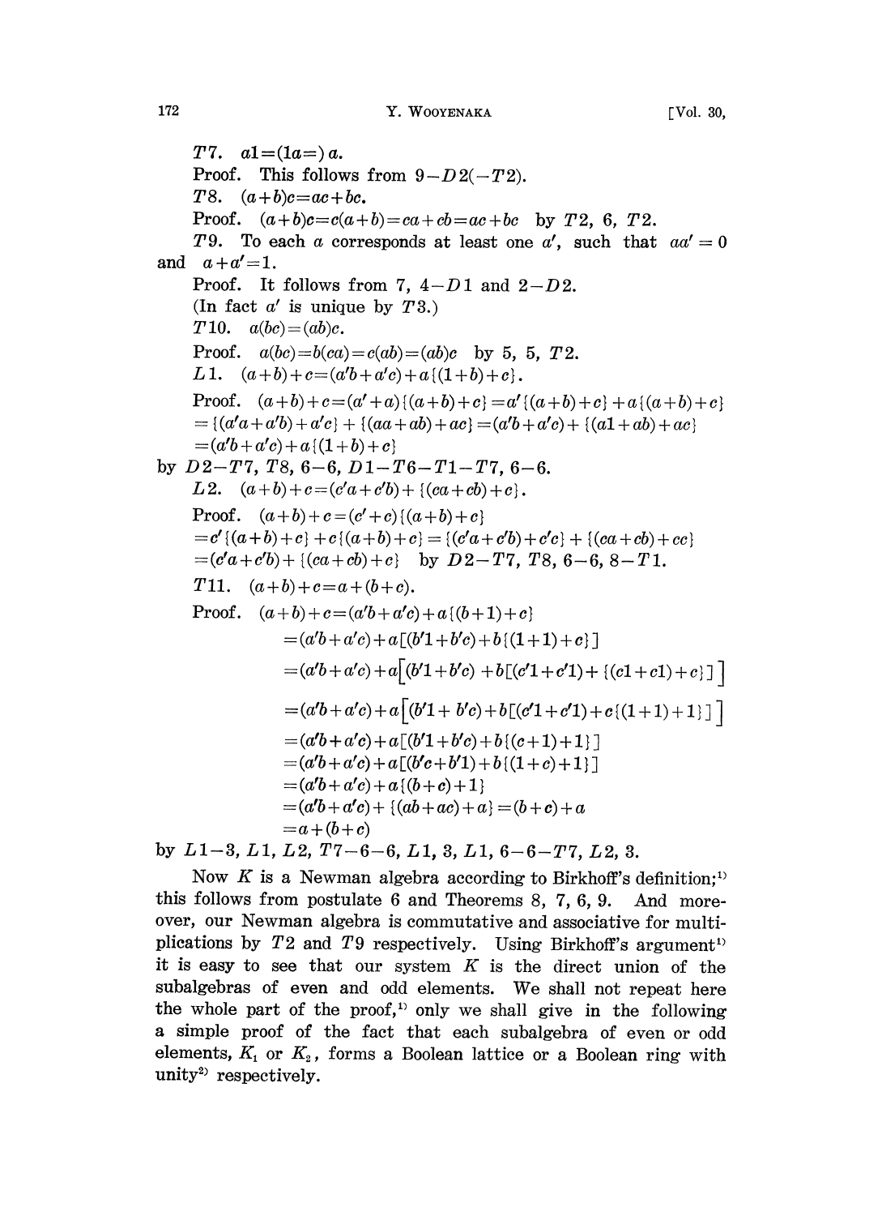$T7.$ $a1 = (1a =) a.$

Proof. This follows from $9-D2(-T2)$.

$T8.$ $(a+b)c = ac + bc.$

Proof. $(a+b)c = c(a+b) = ca + cb = ac + bc$ by $T2$, 6, $T2$.

$T9.$ To each $a$ corresponds at least one $a'$, such that $aa' = 0$ and $a + a' = 1$.

Proof. It follows from 7, $4-D1$ and $2-D2$.

(In fact $a'$ is unique by $T3$.)

$T10.$ $a(bc) = (ab)c.$

Proof. $a(bc) = b(ca) = c(ab) = (ab)c$ by 5, 5, $T2$.

$L1.$ $(a+b)+c = (a'b + a'c) + a\{(1+b)+c\}.$

Proof. $(a+b)+c = (a'+a)\{(a+b)+c\} = a'\{(a+b)+c\} + a\{(a+b)+c\}$
$= \{(a'a + a'b) + a'c\} + \{(aa + ab) + ac\} = (a'b + a'c) + \{(a1 + ab) + ac\}$
$= (a'b + a'c) + a\{(1+b)+c\}$

by $D2-T7$, $T8$, $6-6$, $D1-T6-T1-T7$, $6-6$.

$L2.$ $(a+b)+c = (c'a + c'b) + \{(ca + cb) + c\}.$

Proof. $(a+b)+c = (c'+c)\{(a+b)+c\}$
$= c'\{(a+b)+c\} + c\{(a+b)+c\} = \{(c'a + c'b) + c'c\} + \{(ca + cb) + cc\}$
$= (c'a + c'b) + \{(ca + cb) + c\}$ by $D2-T7$, $T8$, $6-6$, $8-T1$.

$T11.$ $(a+b)+c = a + (b+c).$

Proof.
$$
\begin{aligned}
(a+b)+c &= (a'b + a'c) + a\{(b+1)+c\} \\
&= (a'b + a'c) + a[(b'1 + b'c) + b\{(1+1)+c\}] \\
&= (a'b + a'c) + a\Big[(b'1 + b'c) + b[(c'1 + c'1) + \{(c1 + c1) + c\}]\Big] \\
&= (a'b + a'c) + a\Big[(b'1 + b'c) + b[(c'1 + c'1) + c\{(1+1)+1\}]\Big] \\
&= (a'b + a'c) + a[(b'1 + b'c) + b\{(c+1)+1\}] \\
&= (a'b + a'c) + a[(b'c + b'1) + b\{(1+c)+1\}] \\
&= (a'b + a'c) + a\{(b+c)+1\} \\
&= (a'b + a'c) + \{(ab + ac) + a\} = (b+c) + a \\
&= a + (b+c)
\end{aligned}
$$

by $L1-3$, $L1$, $L2$, $T7-6-6$, $L1$, 3, $L1$, $6-6-T7$, $L2$, 3.

Now $K$ is a Newman algebra according to Birkhoff's definition;[1] this follows from postulate 6 and Theorems 8, 7, 6, 9. And moreover, our Newman algebra is commutative and associative for multiplications by $T2$ and $T9$ respectively. Using Birkhoff's argument[1] it is easy to see that our system $K$ is the direct union of the subalgebras of even and odd elements. We shall not repeat here the whole part of the proof,[1] only we shall give in the following a simple proof of the fact that each subalgebra of even or odd elements, $K_1$ or $K_2$, forms a Boolean lattice or a Boolean ring with unity[2] respectively.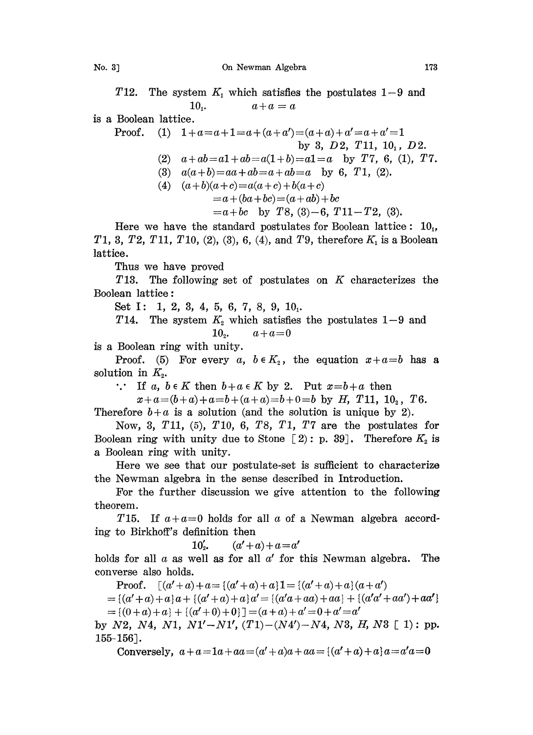*T*12. The system $K_1$ which satisfies the postulates 1−9 and

$10_1$. $a+a=a$

is a Boolean lattice.

Proof. (1) $1+a=a+1=a+(a+a')=(a+a)+a'=a+a'=1$ by 3, *D*2, *T*11, $10_1$, *D*2.

(2) $a+ab=a1+ab=a(1+b)=a1=a$ by *T*7, 6, (1), *T*7.

(3) $a(a+b)=aa+ab=a+ab=a$ by 6, *T*1, (2).

(4) $(a+b)(a+c)=a(a+c)+b(a+c)$
$=a+(ba+bc)=(a+ab)+bc$
$=a+bc$ by *T*8, (3)−6, *T*11−*T*2, (3).

Here we have the standard postulates for Boolean lattice: $10_1$, *T*1, 3, *T*2, *T*11, *T*10, (2), (3), 6, (4), and *T*9, therefore $K_1$ is a Boolean lattice.

Thus we have proved

*T*13. The following set of postulates on *K* characterizes the Boolean lattice:

Set I: 1, 2, 3, 4, 5, 6, 7, 8, 9, $10_1$.

*T*14. The system $K_2$ which satisfies the postulates 1−9 and

$10_2$. $a+a=0$

is a Boolean ring with unity.

Proof. (5) For every $a,\ b\in K_2$, the equation $x+a=b$ has a solution in $K_2$.

∵ If $a,\ b\in K$ then $b+a\in K$ by 2. Put $x=b+a$ then

$x+a=(b+a)+a=b+(a+a)=b+0=b$ by *H*, *T*11, $10_2$, *T*6.

Therefore $b+a$ is a solution (and the solution is unique by 2).

Now, 3, *T*11, (5), *T*10, 6, *T*8, *T*1, *T*7 are the postulates for Boolean ring with unity due to Stone [2): p. 39]. Therefore $K_2$ is a Boolean ring with unity.

Here we see that our postulate-set is sufficient to characterize the Newman algebra in the sense described in Introduction.

For the further discussion we give attention to the following theorem.

*T*15. If $a+a=0$ holds for all *a* of a Newman algebra according to Birkhoff's definition then

$10_2'$. $(a'+a)+a=a'$

holds for all *a* as well as for all $a'$ for this Newman algebra. The converse also holds.

Proof. $[(a'+a)+a=\{(a'+a)+a\}1=\{(a'+a)+a\}(a+a')$
$=\{(a'+a)+a\}a+\{(a'+a)+a\}a'=\{(a'a+aa)+aa\}+\{(a'a'+aa')+aa'\}$
$=\{(0+a)+a\}+\{(a'+0)+0\}]=(a+a)+a'=0+a'=a'$

by *N*2, *N*4, *N*1, *N*1′−*N*1′, (*T*1)−(*N*4′)−*N*4, *N*3, *H*, *N*3 [1): pp. 155-156].

Conversely, $a+a=1a+aa=(a'+a)a+aa=\{(a'+a)+a\}a=a'a=0$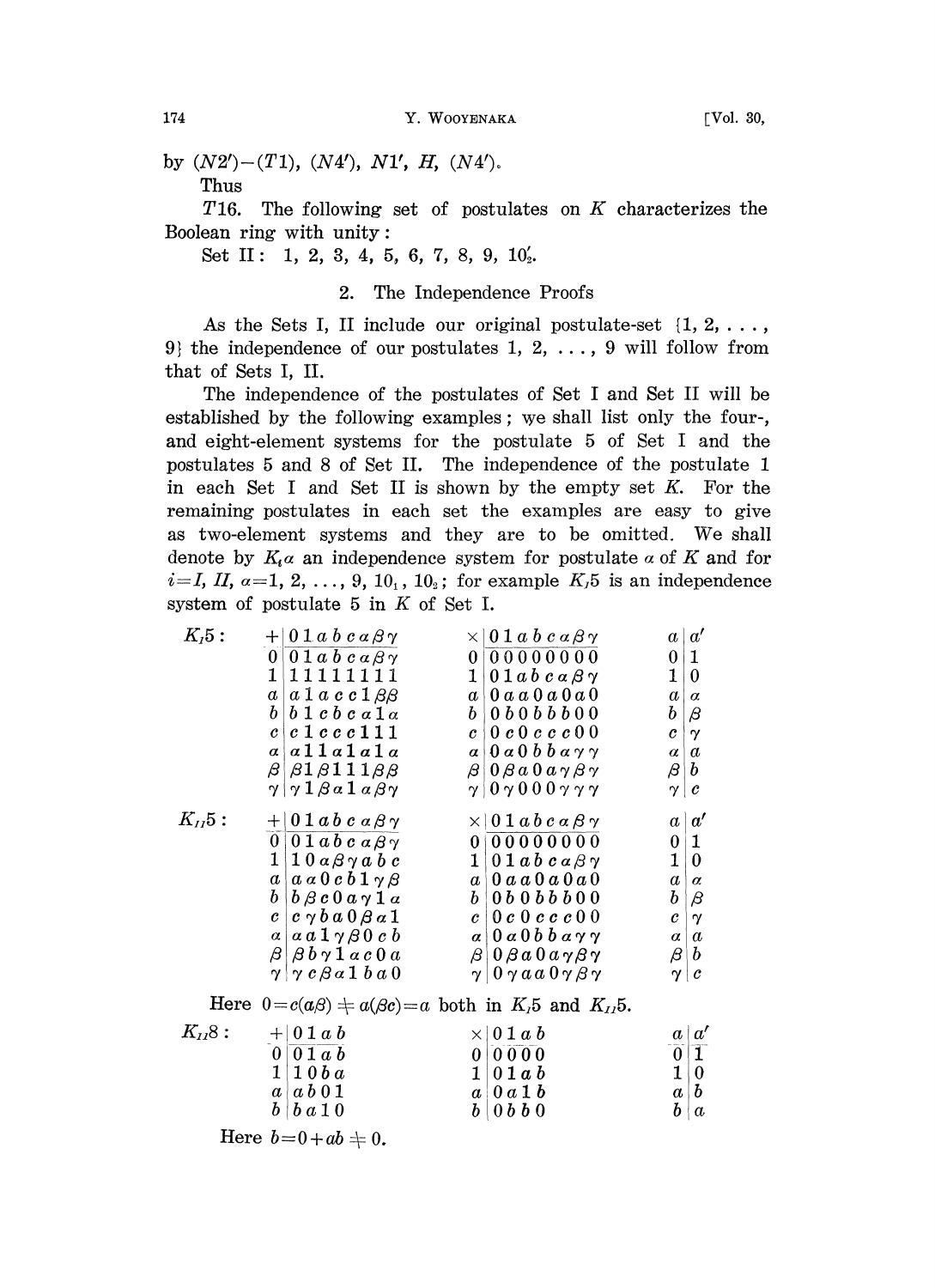by $(N2')-(T1)$, $(N4')$, $N1'$, $H$, $(N4')$.

Thus

$T16$. The following set of postulates on $K$ characterizes the Boolean ring with unity:

Set II: 1, 2, 3, 4, 5, 6, 7, 8, 9, $10_2'$.

## 2. The Independence Proofs

As the Sets I, II include our original postulate-set {1, 2, ..., 9} the independence of our postulates 1, 2, ..., 9 will follow from that of Sets I, II.

The independence of the postulates of Set I and Set II will be established by the following examples; we shall list only the four-, and eight-element systems for the postulate 5 of Set I and the postulates 5 and 8 of Set II. The independence of the postulate 1 in each Set I and Set II is shown by the empty set $K$. For the remaining postulates in each set the examples are easy to give as two-element systems and they are to be omitted. We shall denote by $K_i\alpha$ an independence system for postulate $\alpha$ of $K$ and for $i=I, II$, $\alpha=1, 2, \ldots, 9, 10_1, 10_2$; for example $K_I5$ is an independence system of postulate 5 in $K$ of Set I.

$K_I5$:

| $+$ | $0$ | $1$ | $a$ | $b$ | $c$ | $\alpha$ | $\beta$ | $\gamma$ |
|---|---|---|---|---|---|---|---|---|
| $0$ | $0$ | $1$ | $a$ | $b$ | $c$ | $\alpha$ | $\beta$ | $\gamma$ |
| $1$ | $1$ | $1$ | $1$ | $1$ | $1$ | $1$ | $1$ | $1$ |
| $a$ | $a$ | $1$ | $a$ | $c$ | $c$ | $1$ | $\beta$ | $\beta$ |
| $b$ | $b$ | $1$ | $c$ | $b$ | $c$ | $\alpha$ | $1$ | $\alpha$ |
| $c$ | $c$ | $1$ | $c$ | $c$ | $c$ | $1$ | $1$ | $1$ |
| $\alpha$ | $\alpha$ | $1$ | $1$ | $\alpha$ | $1$ | $\alpha$ | $1$ | $\alpha$ |
| $\beta$ | $\beta$ | $1$ | $\beta$ | $1$ | $1$ | $1$ | $\beta$ | $\beta$ |
| $\gamma$ | $\gamma$ | $1$ | $\beta$ | $\alpha$ | $1$ | $\alpha$ | $\beta$ | $\gamma$ |

| $\times$ | $0$ | $1$ | $a$ | $b$ | $c$ | $\alpha$ | $\beta$ | $\gamma$ |
|---|---|---|---|---|---|---|---|---|
| $0$ | $0$ | $0$ | $0$ | $0$ | $0$ | $0$ | $0$ | $0$ |
| $1$ | $0$ | $1$ | $a$ | $b$ | $c$ | $\alpha$ | $\beta$ | $\gamma$ |
| $a$ | $0$ | $a$ | $a$ | $0$ | $a$ | $0$ | $a$ | $0$ |
| $b$ | $0$ | $b$ | $0$ | $b$ | $b$ | $b$ | $0$ | $0$ |
| $c$ | $0$ | $c$ | $0$ | $c$ | $c$ | $c$ | $0$ | $0$ |
| $\alpha$ | $0$ | $\alpha$ | $0$ | $b$ | $b$ | $\alpha$ | $\gamma$ | $\gamma$ |
| $\beta$ | $0$ | $\beta$ | $a$ | $0$ | $a$ | $\gamma$ | $\beta$ | $\gamma$ |
| $\gamma$ | $0$ | $\gamma$ | $0$ | $0$ | $0$ | $\gamma$ | $\gamma$ | $\gamma$ |

| $a$ | $a'$ |
|---|---|
| $0$ | $1$ |
| $1$ | $0$ |
| $a$ | $\alpha$ |
| $b$ | $\beta$ |
| $c$ | $\gamma$ |
| $\alpha$ | $a$ |
| $\beta$ | $b$ |
| $\gamma$ | $c$ |

$K_{II}5$:

| $+$ | $0$ | $1$ | $a$ | $b$ | $c$ | $\alpha$ | $\beta$ | $\gamma$ |
|---|---|---|---|---|---|---|---|---|
| $0$ | $0$ | $1$ | $a$ | $b$ | $c$ | $\alpha$ | $\beta$ | $\gamma$ |
| $1$ | $1$ | $0$ | $\alpha$ | $\beta$ | $\gamma$ | $a$ | $b$ | $c$ |
| $a$ | $a$ | $\alpha$ | $0$ | $c$ | $b$ | $1$ | $\gamma$ | $\beta$ |
| $b$ | $b$ | $\beta$ | $c$ | $0$ | $a$ | $\gamma$ | $1$ | $\alpha$ |
| $c$ | $c$ | $\gamma$ | $b$ | $a$ | $0$ | $\beta$ | $\alpha$ | $1$ |
| $\alpha$ | $\alpha$ | $a$ | $1$ | $\gamma$ | $\beta$ | $0$ | $c$ | $b$ |
| $\beta$ | $\beta$ | $b$ | $\gamma$ | $1$ | $\alpha$ | $c$ | $0$ | $a$ |
| $\gamma$ | $\gamma$ | $c$ | $\beta$ | $\alpha$ | $1$ | $b$ | $a$ | $0$ |

| $\times$ | $0$ | $1$ | $a$ | $b$ | $c$ | $\alpha$ | $\beta$ | $\gamma$ |
|---|---|---|---|---|---|---|---|---|
| $0$ | $0$ | $0$ | $0$ | $0$ | $0$ | $0$ | $0$ | $0$ |
| $1$ | $0$ | $1$ | $a$ | $b$ | $c$ | $\alpha$ | $\beta$ | $\gamma$ |
| $a$ | $0$ | $a$ | $a$ | $0$ | $a$ | $0$ | $a$ | $0$ |
| $b$ | $0$ | $b$ | $0$ | $b$ | $b$ | $b$ | $0$ | $0$ |
| $c$ | $0$ | $c$ | $0$ | $c$ | $c$ | $c$ | $0$ | $0$ |
| $\alpha$ | $0$ | $\alpha$ | $0$ | $b$ | $b$ | $\alpha$ | $\gamma$ | $\gamma$ |
| $\beta$ | $0$ | $\beta$ | $a$ | $0$ | $a$ | $\gamma$ | $\beta$ | $\gamma$ |
| $\gamma$ | $0$ | $\gamma$ | $a$ | $a$ | $0$ | $\gamma$ | $\beta$ | $\gamma$ |

| $a$ | $a'$ |
|---|---|
| $0$ | $1$ |
| $1$ | $0$ |
| $a$ | $\alpha$ |
| $b$ | $\beta$ |
| $c$ | $\gamma$ |
| $\alpha$ | $a$ |
| $\beta$ | $b$ |
| $\gamma$ | $c$ |

Here $0=c(a\beta)\neq a(\beta c)=a$ both in $K_I5$ and $K_{II}5$.

$K_{II}8$:

| $+$ | $0$ | $1$ | $a$ | $b$ |
|---|---|---|---|---|
| $0$ | $0$ | $1$ | $a$ | $b$ |
| $1$ | $1$ | $0$ | $b$ | $a$ |
| $a$ | $a$ | $b$ | $0$ | $1$ |
| $b$ | $b$ | $a$ | $1$ | $0$ |

| $\times$ | $0$ | $1$ | $a$ | $b$ |
|---|---|---|---|---|
| $0$ | $0$ | $0$ | $0$ | $0$ |
| $1$ | $0$ | $1$ | $a$ | $b$ |
| $a$ | $0$ | $a$ | $1$ | $b$ |
| $b$ | $0$ | $b$ | $b$ | $0$ |

| $a$ | $a'$ |
|---|---|
| $0$ | $1$ |
| $1$ | $0$ |
| $a$ | $b$ |
| $b$ | $a$ |

Here $b=0+ab\neq 0$.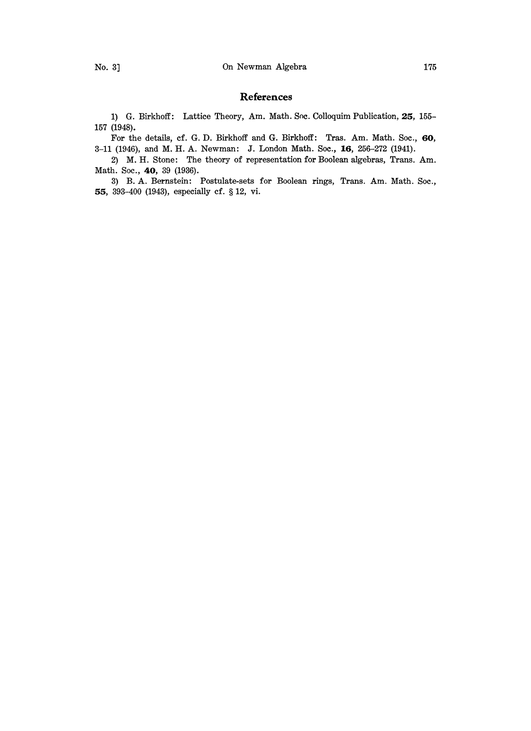## References

1) G. Birkhoff: Lattice Theory, Am. Math. Soc. Colloquim Publication, **25**, 155–157 (1948).

For the details, cf. G. D. Birkhoff and G. Birkhoff: Tras. Am. Math. Soc., **60**, 3–11 (1946), and M. H. A. Newman: J. London Math. Soc., **16**, 256–272 (1941).

2) M. H. Stone: The theory of representation for Boolean algebras, Trans. Am. Math. Soc., **40**, 39 (1936).

3) B. A. Bernstein: Postulate-sets for Boolean rings, Trans. Am. Math. Soc., **55**, 393–400 (1943), especially cf. § 12, vi.